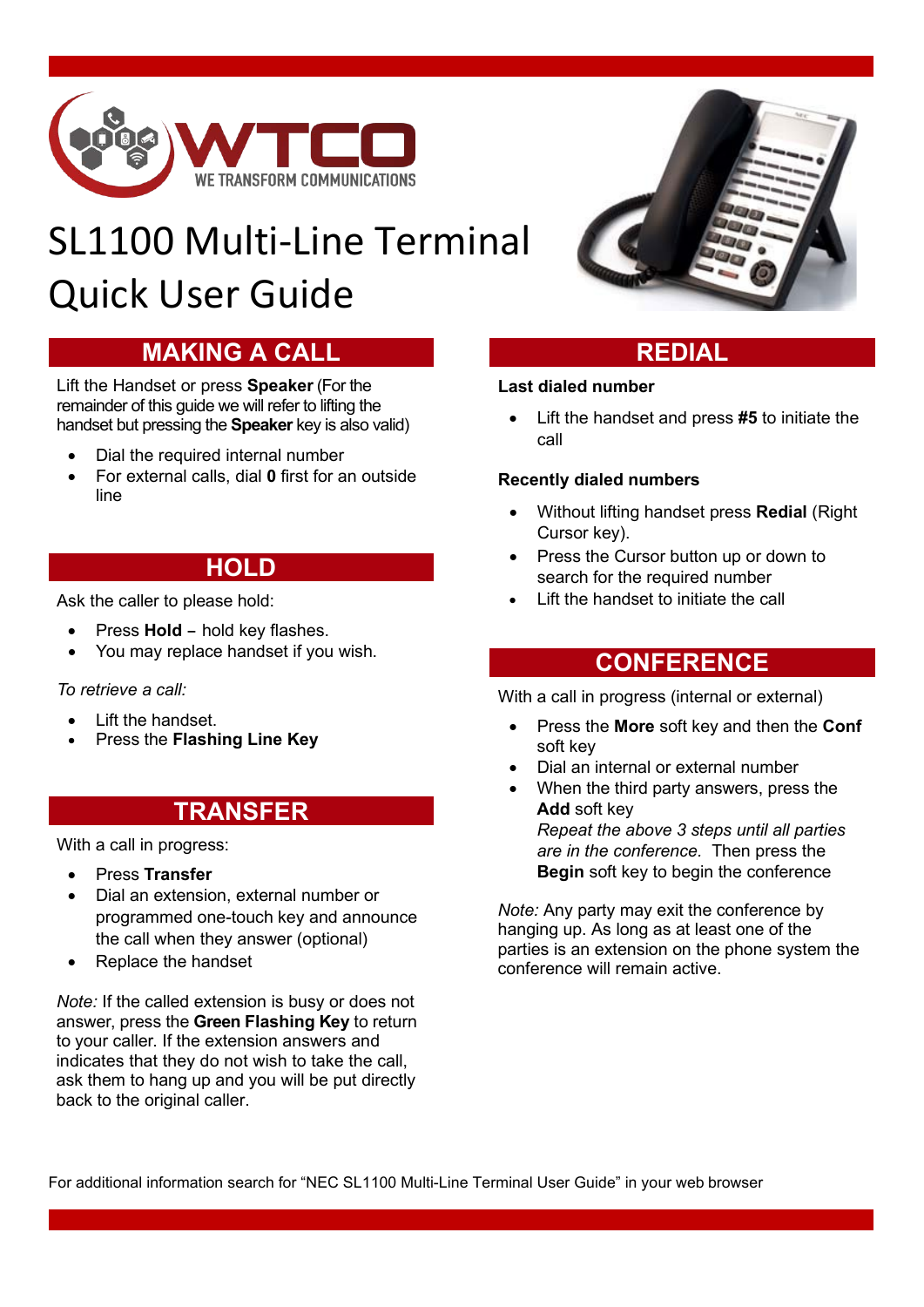WTCO

WE TRANSFORM COMMUNICATIONS

# SL1100 Multi-Line Terminal Quick User Guide

## MAKING A CALL

Lift the Handset or press **Speaker** (For the remainder of this guide we will refer to lifting the handset but pressing the **Speaker** key is also valid)

- Dial the required internal number
- For external calls, dial **0** first for an outside line

## HOLD

Ask the caller to please hold:

- Press **Hold** – hold key flashes.
- You may replace handset if you wish.

*To retrieve a call:*

- Lift the handset.
- Press the **Flashing Line Key**

## TRANSFER

With a call in progress:

- Press **Transfer**
- Dial an extension, external number or programmed one-touch key and announce the call when they answer (optional)
- Replace the handset

*Note:* If the called extension is busy or does not answer, press the **Green Flashing Key** to return to your caller. If the extension answers and indicates that they do not wish to take the call, ask them to hang up and you will be put directly back to the original caller.

## REDIAL

**Last dialed number**

- Lift the handset and press **#5** to initiate the call

**Recently dialed numbers**

- Without lifting handset press **Redial** (Right Cursor key).
- Press the Cursor button up or down to search for the required number
- Lift the handset to initiate the call

## CONFERENCE

With a call in progress (internal or external)

- Press the **More** soft key and then the **Conf** soft key
- Dial an internal or external number
- When the third party answers, press the **Add** soft key
  *Repeat the above 3 steps until all parties are in the conference.* Then press the **Begin** soft key to begin the conference

*Note:* Any party may exit the conference by hanging up. As long as at least one of the parties is an extension on the phone system the conference will remain active.

For additional information search for "NEC SL1100 Multi-Line Terminal User Guide" in your web browser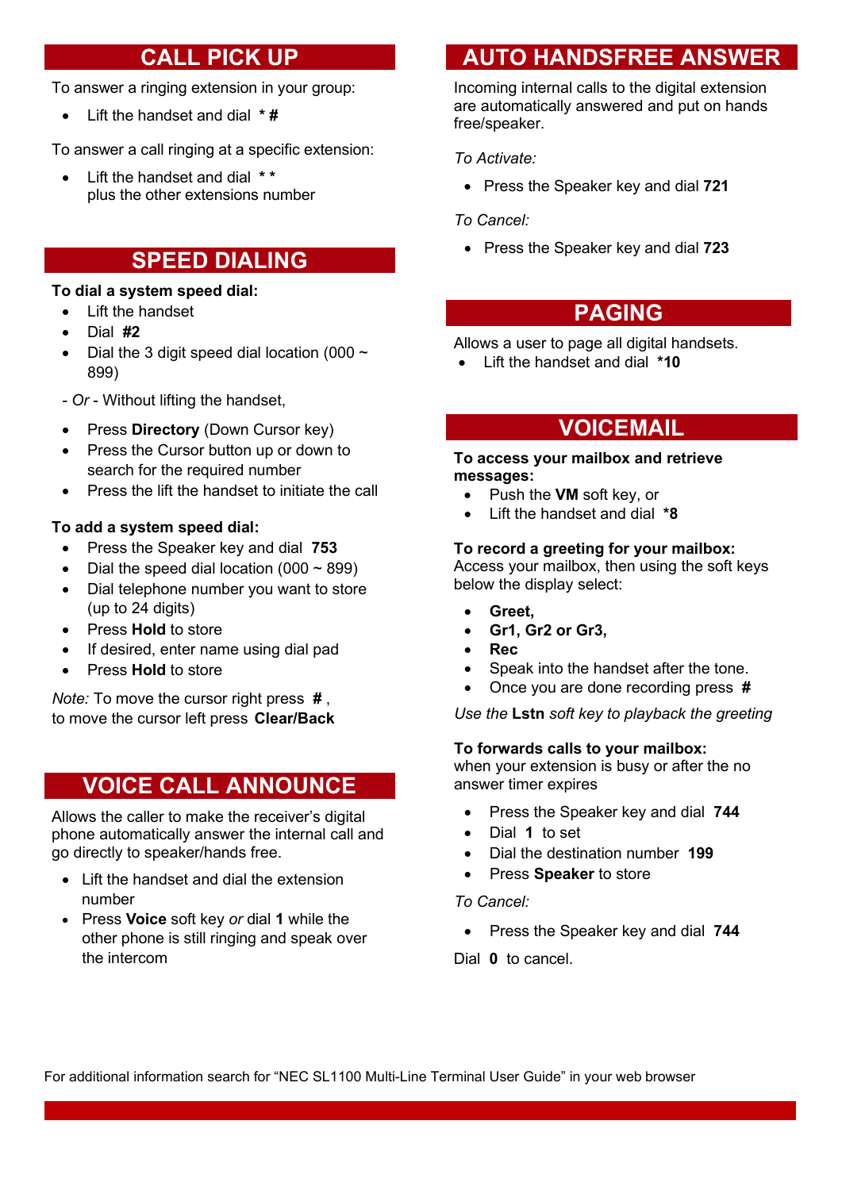## CALL PICK UP

To answer a ringing extension in your group:

- Lift the handset and dial **\* #**

To answer a call ringing at a specific extension:

- Lift the handset and dial **\* \***
  plus the other extensions number

## SPEED DIALING

**To dial a system speed dial:**

- Lift the handset
- Dial **#2**
- Dial the 3 digit speed dial location (000 ~ 899)

- *Or* - Without lifting the handset,

- Press **Directory** (Down Cursor key)
- Press the Cursor button up or down to search for the required number
- Press the lift the handset to initiate the call

**To add a system speed dial:**

- Press the Speaker key and dial **753**
- Dial the speed dial location (000 ~ 899)
- Dial telephone number you want to store (up to 24 digits)
- Press **Hold** to store
- If desired, enter name using dial pad
- Press **Hold** to store

*Note:* To move the cursor right press **#** ,
to move the cursor left press **Clear/Back**

## VOICE CALL ANNOUNCE

Allows the caller to make the receiver's digital phone automatically answer the internal call and go directly to speaker/hands free.

- Lift the handset and dial the extension number
- Press **Voice** soft key *or* dial **1** while the other phone is still ringing and speak over the intercom

## AUTO HANDSFREE ANSWER

Incoming internal calls to the digital extension are automatically answered and put on hands free/speaker.

*To Activate:*

- Press the Speaker key and dial **721**

*To Cancel:*

- Press the Speaker key and dial **723**

## PAGING

Allows a user to page all digital handsets.

- Lift the handset and dial **\*10**

## VOICEMAIL

**To access your mailbox and retrieve messages:**

- Push the **VM** soft key, or
- Lift the handset and dial **\*8**

**To record a greeting for your mailbox:**
Access your mailbox, then using the soft keys below the display select:

- **Greet,**
- **Gr1, Gr2 or Gr3,**
- **Rec**
- Speak into the handset after the tone.
- Once you are done recording press **#**

*Use the* **Lstn** *soft key to playback the greeting*

**To forwards calls to your mailbox:**
when your extension is busy or after the no answer timer expires

- Press the Speaker key and dial **744**
- Dial **1** to set
- Dial the destination number **199**
- Press **Speaker** to store

*To Cancel:*

- Press the Speaker key and dial **744**

Dial **0** to cancel.

For additional information search for "NEC SL1100 Multi-Line Terminal User Guide" in your web browser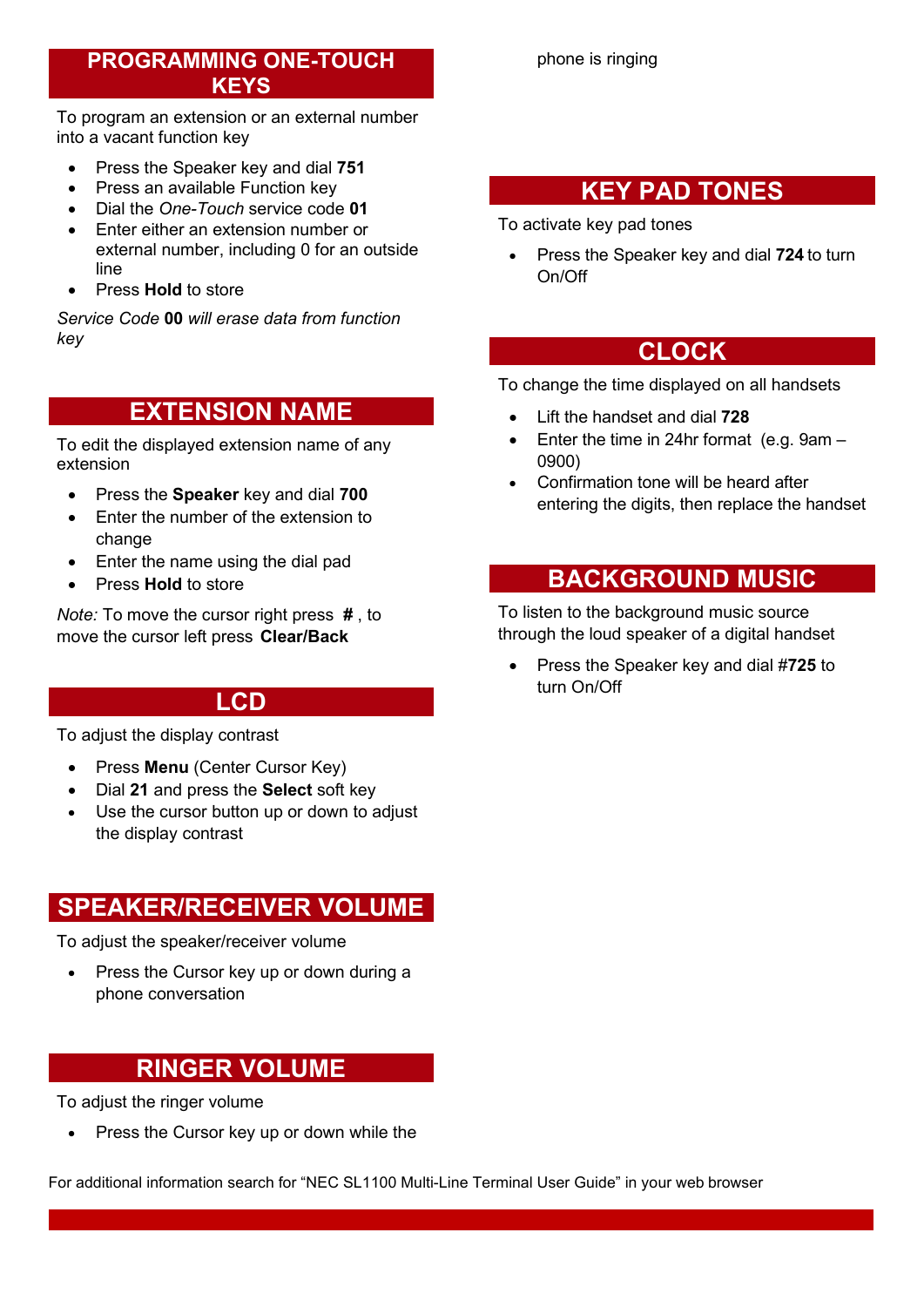## PROGRAMMING ONE-TOUCH KEYS

To program an extension or an external number into a vacant function key

- Press the Speaker key and dial **751**
- Press an available Function key
- Dial the *One-Touch* service code **01**
- Enter either an extension number or external number, including 0 for an outside line
- Press **Hold** to store

*Service Code* **00** *will erase data from function key*

## EXTENSION NAME

To edit the displayed extension name of any extension

- Press the **Speaker** key and dial **700**
- Enter the number of the extension to change
- Enter the name using the dial pad
- Press **Hold** to store

*Note:* To move the cursor right press **#** , to move the cursor left press **Clear/Back**

## LCD

To adjust the display contrast

- Press **Menu** (Center Cursor Key)
- Dial **21** and press the **Select** soft key
- Use the cursor button up or down to adjust the display contrast

## SPEAKER/RECEIVER VOLUME

To adjust the speaker/receiver volume

- Press the Cursor key up or down during a phone conversation

## RINGER VOLUME

To adjust the ringer volume

- Press the Cursor key up or down while the phone is ringing

## KEY PAD TONES

To activate key pad tones

- Press the Speaker key and dial **724** to turn On/Off

## CLOCK

To change the time displayed on all handsets

- Lift the handset and dial **728**
- Enter the time in 24hr format (e.g. 9am – 0900)
- Confirmation tone will be heard after entering the digits, then replace the handset

## BACKGROUND MUSIC

To listen to the background music source through the loud speaker of a digital handset

- Press the Speaker key and dial #**725** to turn On/Off

For additional information search for “NEC SL1100 Multi-Line Terminal User Guide” in your web browser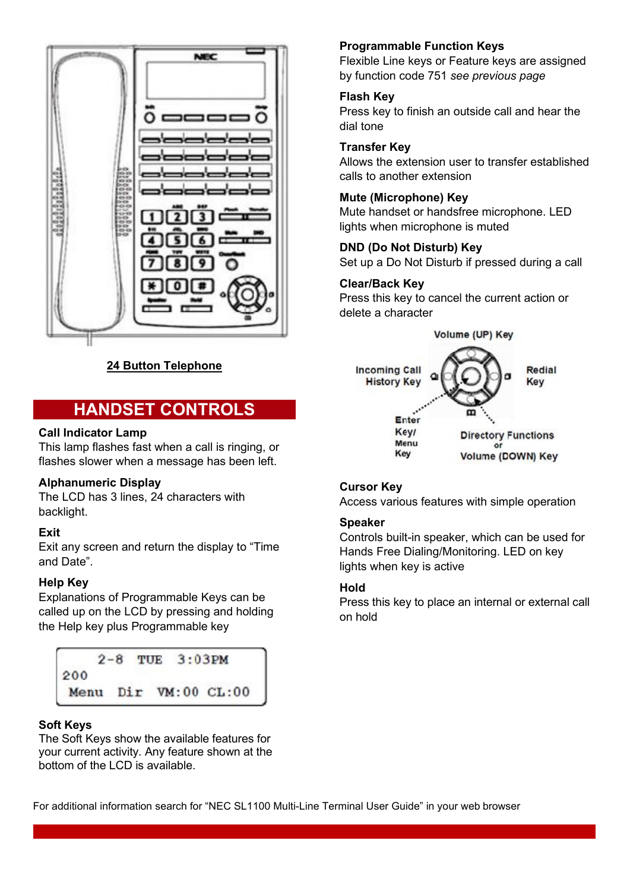24 Button Telephone

## HANDSET CONTROLS

**Call Indicator Lamp**
This lamp flashes fast when a call is ringing, or flashes slower when a message has been left.

**Alphanumeric Display**
The LCD has 3 lines, 24 characters with backlight.

**Exit**
Exit any screen and return the display to "Time and Date".

**Help Key**
Explanations of Programmable Keys can be called up on the LCD by pressing and holding the Help key plus Programmable key

```
   2-8  TUE   3:03PM
200
 Menu  Dir  VM:00 CL:00
```

**Soft Keys**
The Soft Keys show the available features for your current activity. Any feature shown at the bottom of the LCD is available.

**Programmable Function Keys**
Flexible Line keys or Feature keys are assigned by function code 751 *see previous page*

**Flash Key**
Press key to finish an outside call and hear the dial tone

**Transfer Key**
Allows the extension user to transfer established calls to another extension

**Mute (Microphone) Key**
Mute handset or handsfree microphone. LED lights when microphone is muted

**DND (Do Not Disturb) Key**
Set up a Do Not Disturb if pressed during a call

**Clear/Back Key**
Press this key to cancel the current action or delete a character

Volume (UP) Key
Incoming Call History Key
Redial Key
Enter Key/ Menu Key
Directory Functions or Volume (DOWN) Key

**Cursor Key**
Access various features with simple operation

**Speaker**
Controls built-in speaker, which can be used for Hands Free Dialing/Monitoring. LED on key lights when key is active

**Hold**
Press this key to place an internal or external call on hold

For additional information search for "NEC SL1100 Multi-Line Terminal User Guide" in your web browser